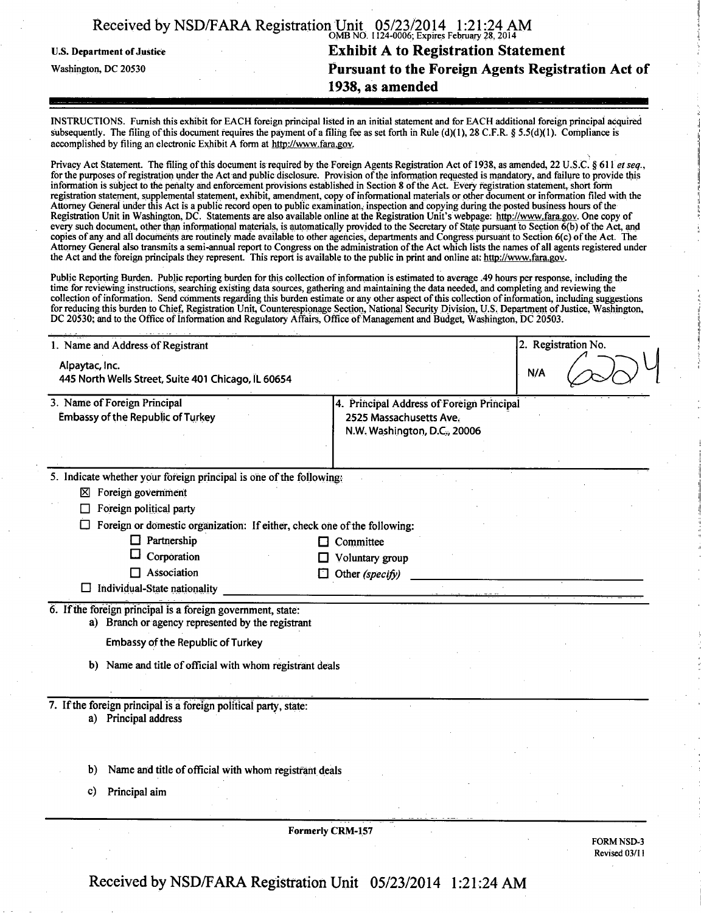U.S. Department of Justice

Washington, DC 20530

OMB NO. 1124-0006; Expires February 28, 2014

# Exhibit A to Registration Statement Pursuant to the Foreign Agents Registration Act of 1938, as amended

INSTRUCTIONS. Furnish this exhibit for EACH foreign principal listed in an initial statement and for EACH additional foreign principal acquired subsequently. The filing of this document requires the payment of a filing fee as set forth in Rule (d)(1), 28 C.F.R. § 5.5(d)(1). Compliance is accomplished by filing an electronic Exhibit A form at http://www.fara.gov.

Privacy Act Statement. The filing of this document is required by the Foreign Agents Registration Act of 1938, as amended, 22 U.S.C. § 611 *et seq.*, for the purposes of registration under the Act and public disclosure. Provision of the information requested is mandatory, and failure to provide this information is subject to the penalty and enforcement provisions established in Section 8 of the Act. Every registration statement, short form registration statement, supplemental statement, exhibit, amendment, copy of informational materials or other document or information filed with the Attorney General under this Act is a public record open to public examination, inspection and copying during the posted business hours of the Registration Unit in Washington, DC. Statements are also available online at the Registration Unit's webpage: http://www.fara.gov. One copy of every such document, other than informational materials, is automatically provided to the Secretary of State pursuant to Section 6(b) of the Act, and copies of any and all documents are routinely made available to other agencies, departments and Congress pursuant to Section 6(c) of the Act. The Attorney General also transmits a semi-annual report to Congress on the administration of the Act which lists the names of all agents registered under the Act and the foreign principals they represent. This report is available to the public in print and online at: http://www.fara.gov.

Public Reporting Burden. Public reporting burden for this collection of information is estimated to average .49 hours per response, including the time for reviewing instructions, searching existing data sources, gathering and maintaining the data needed, and completing and reviewing the collection of information. Send comments regarding this burden estimate or any other aspect of this collection of information, including suggestions for reducing this burden to Chief, Registration Unit, Counterespionage Section, National Security Division, U.S. Department of Justice, Washington, DC 20530; and to the Office of Information and Regulatory Affairs, Office of Management and Budget, Washington, DC 20503.

| 1. Name and Address of Registrant | 2. Registration No. |
|---|---|
| Alpaytac, Inc.<br>445 North Wells Street, Suite 401 Chicago, IL 60654 | N/A 6224 |

| 3. Name of Foreign Principal | 4. Principal Address of Foreign Principal |
|---|---|
| Embassy of the Republic of Turkey | 2525 Massachusetts Ave.<br>N.W. Washington, D.C., 20006 |

5. Indicate whether your foreign principal is one of the following:

- ☒ Foreign government
- ☐ Foreign political party
- ☐ Foreign or domestic organization: If either, check one of the following:
  - ☐ Partnership
  - ☐ Corporation
  - ☐ Association
  - ☐ Committee
  - ☐ Voluntary group
  - ☐ Other *(specify)*
- ☐ Individual-State nationality

6. If the foreign principal is a foreign government, state:

a) Branch or agency represented by the registrant

Embassy of the Republic of Turkey

b) Name and title of official with whom registrant deals

7. If the foreign principal is a foreign political party, state:

a) Principal address

b) Name and title of official with whom registrant deals

c) Principal aim

Formerly CRM-157

FORM NSD-3
Revised 03/11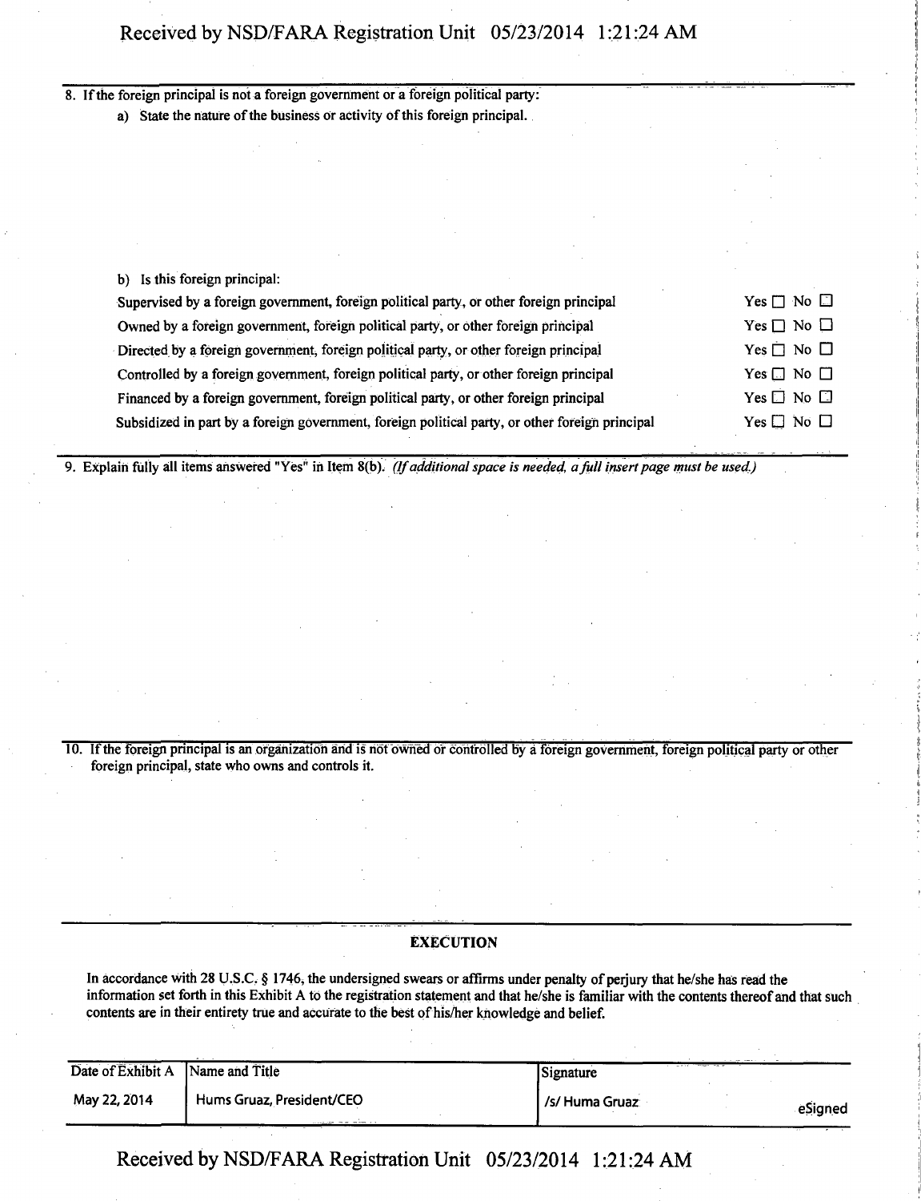8. If the foreign principal is not a foreign government or a foreign political party:

   a) State the nature of the business or activity of this foreign principal.

   b) Is this foreign principal:

| | |
|---|---|
| Supervised by a foreign government, foreign political party, or other foreign principal | Yes ☐ No ☐ |
| Owned by a foreign government, foreign political party, or other foreign principal | Yes ☐ No ☐ |
| Directed by a foreign government, foreign political party, or other foreign principal | Yes ☐ No ☐ |
| Controlled by a foreign government, foreign political party, or other foreign principal | Yes ☐ No ☐ |
| Financed by a foreign government, foreign political party, or other foreign principal | Yes ☐ No ☐ |
| Subsidized in part by a foreign government, foreign political party, or other foreign principal | Yes ☐ No ☐ |

9. Explain fully all items answered "Yes" in Item 8(b). *(If additional space is needed, a full insert page must be used.)*

10. If the foreign principal is an organization and is not owned or controlled by a foreign government, foreign political party or other foreign principal, state who owns and controls it.

## EXECUTION

In accordance with 28 U.S.C. § 1746, the undersigned swears or affirms under penalty of perjury that he/she has read the information set forth in this Exhibit A to the registration statement and that he/she is familiar with the contents thereof and that such contents are in their entirety true and accurate to the best of his/her knowledge and belief.

| Date of Exhibit A | Name and Title | Signature |
|---|---|---|
| May 22, 2014 | Hums Gruaz, President/CEO | /s/ Huma Gruaz eSigned |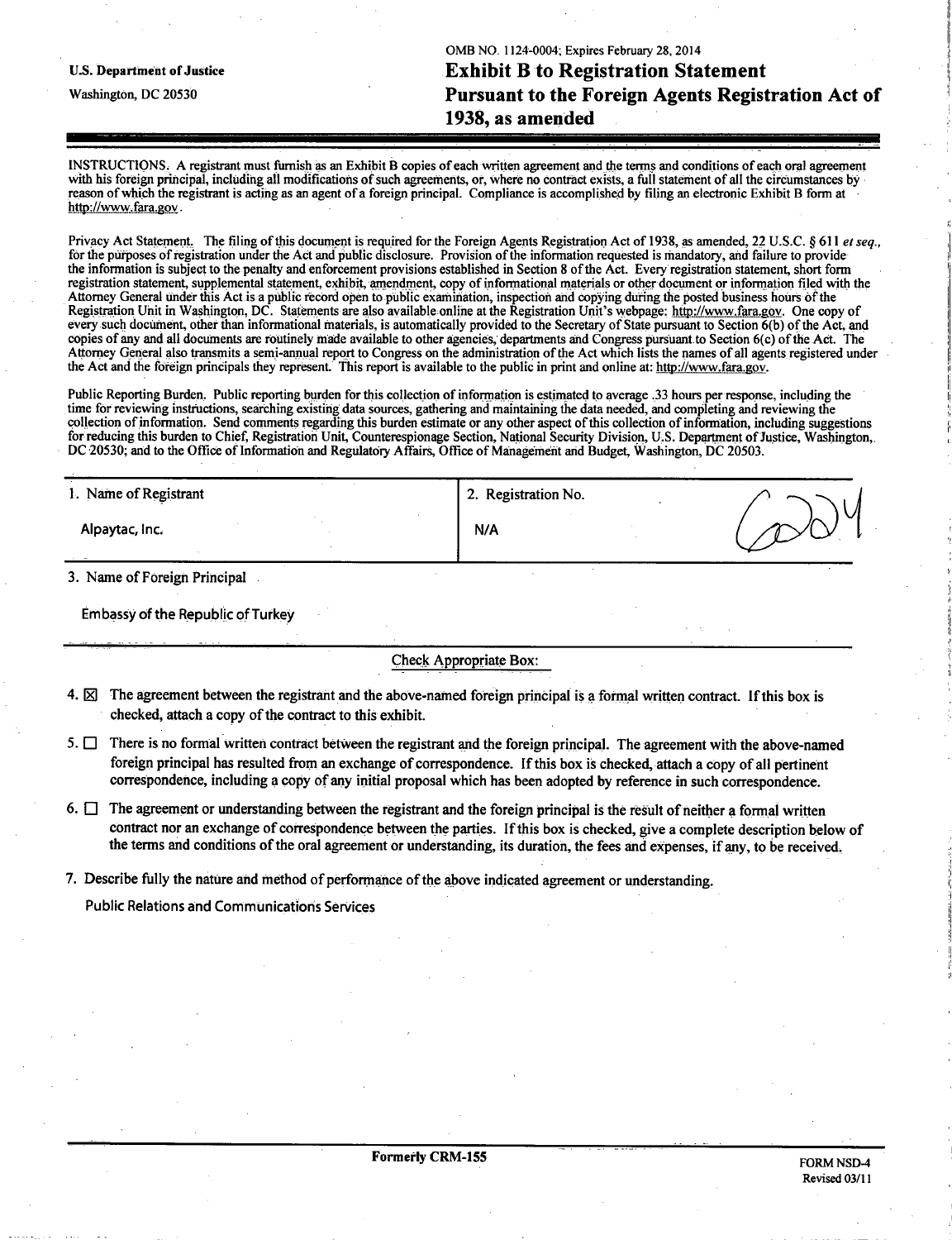U.S. Department of Justice

Washington, DC 20530

OMB NO. 1124-0004; Expires February 28, 2014

# Exhibit B to Registration Statement Pursuant to the Foreign Agents Registration Act of 1938, as amended

INSTRUCTIONS. A registrant must furnish as an Exhibit B copies of each written agreement and the terms and conditions of each oral agreement with his foreign principal, including all modifications of such agreements, or, where no contract exists, a full statement of all the circumstances by reason of which the registrant is acting as an agent of a foreign principal. Compliance is accomplished by filing an electronic Exhibit B form at http://www.fara.gov.

Privacy Act Statement. The filing of this document is required for the Foreign Agents Registration Act of 1938, as amended, 22 U.S.C. § 611 *et seq.*, for the purposes of registration under the Act and public disclosure. Provision of the information requested is mandatory, and failure to provide the information is subject to the penalty and enforcement provisions established in Section 8 of the Act. Every registration statement, short form registration statement, supplemental statement, exhibit, amendment, copy of informational materials or other document or information filed with the Attorney General under this Act is a public record open to public examination, inspection and copying during the posted business hours of the Registration Unit in Washington, DC. Statements are also available online at the Registration Unit's webpage: http://www.fara.gov. One copy of every such document, other than informational materials, is automatically provided to the Secretary of State pursuant to Section 6(b) of the Act, and copies of any and all documents are routinely made available to other agencies, departments and Congress pursuant to Section 6(c) of the Act. The Attorney General also transmits a semi-annual report to Congress on the administration of the Act which lists the names of all agents registered under the Act and the foreign principals they represent. This report is available to the public in print and online at: http://www.fara.gov.

Public Reporting Burden. Public reporting burden for this collection of information is estimated to average .33 hours per response, including the time for reviewing instructions, searching existing data sources, gathering and maintaining the data needed, and completing and reviewing the collection of information. Send comments regarding this burden estimate or any other aspect of this collection of information, including suggestions for reducing this burden to Chief, Registration Unit, Counterespionage Section, National Security Division, U.S. Department of Justice, Washington, DC 20530; and to the Office of Information and Regulatory Affairs, Office of Management and Budget, Washington, DC 20503.

| 1. Name of Registrant | 2. Registration No. |
|---|---|
| Alpaytac, Inc. | N/A 6204 |

3. Name of Foreign Principal

Embassy of the Republic of Turkey

Check Appropriate Box:

4. ☒ The agreement between the registrant and the above-named foreign principal is a formal written contract. If this box is checked, attach a copy of the contract to this exhibit.

5. ☐ There is no formal written contract between the registrant and the foreign principal. The agreement with the above-named foreign principal has resulted from an exchange of correspondence. If this box is checked, attach a copy of all pertinent correspondence, including a copy of any initial proposal which has been adopted by reference in such correspondence.

6. ☐ The agreement or understanding between the registrant and the foreign principal is the result of neither a formal written contract nor an exchange of correspondence between the parties. If this box is checked, give a complete description below of the terms and conditions of the oral agreement or understanding, its duration, the fees and expenses, if any, to be received.

7. Describe fully the nature and method of performance of the above indicated agreement or understanding.

Public Relations and Communications Services

Formerly CRM-155

FORM NSD-4
Revised 03/11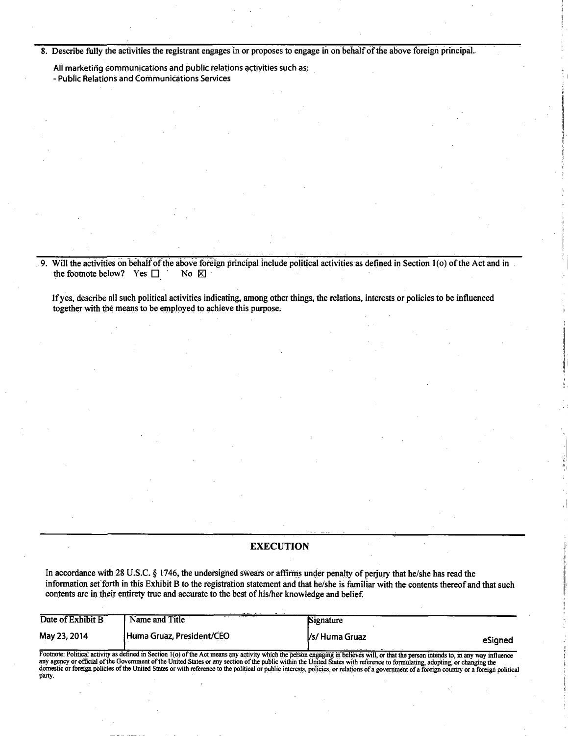8. Describe fully the activities the registrant engages in or proposes to engage in on behalf of the above foreign principal.

All marketing communications and public relations activities such as:
- Public Relations and Communications Services

9. Will the activities on behalf of the above foreign principal include political activities as defined in Section 1(o) of the Act and in the footnote below? Yes ☐ No ☒

If yes, describe all such political activities indicating, among other things, the relations, interests or policies to be influenced together with the means to be employed to achieve this purpose.

## EXECUTION

In accordance with 28 U.S.C. § 1746, the undersigned swears or affirms under penalty of perjury that he/she has read the information set forth in this Exhibit B to the registration statement and that he/she is familiar with the contents thereof and that such contents are in their entirety true and accurate to the best of his/her knowledge and belief.

| Date of Exhibit B | Name and Title | Signature |
|---|---|---|
| May 23, 2014 | Huma Gruaz, President/CEO | /s/ Huma Gruaz eSigned |

Footnote: Political activity as defined in Section 1(o) of the Act means any activity which the person engaging in believes will, or that the person intends to, in any way influence any agency or official of the Government of the United States or any section of the public within the United States with reference to formulating, adopting, or changing the domestic or foreign policies of the United States or with reference to the political or public interests, policies, or relations of a government of a foreign country or a foreign political party.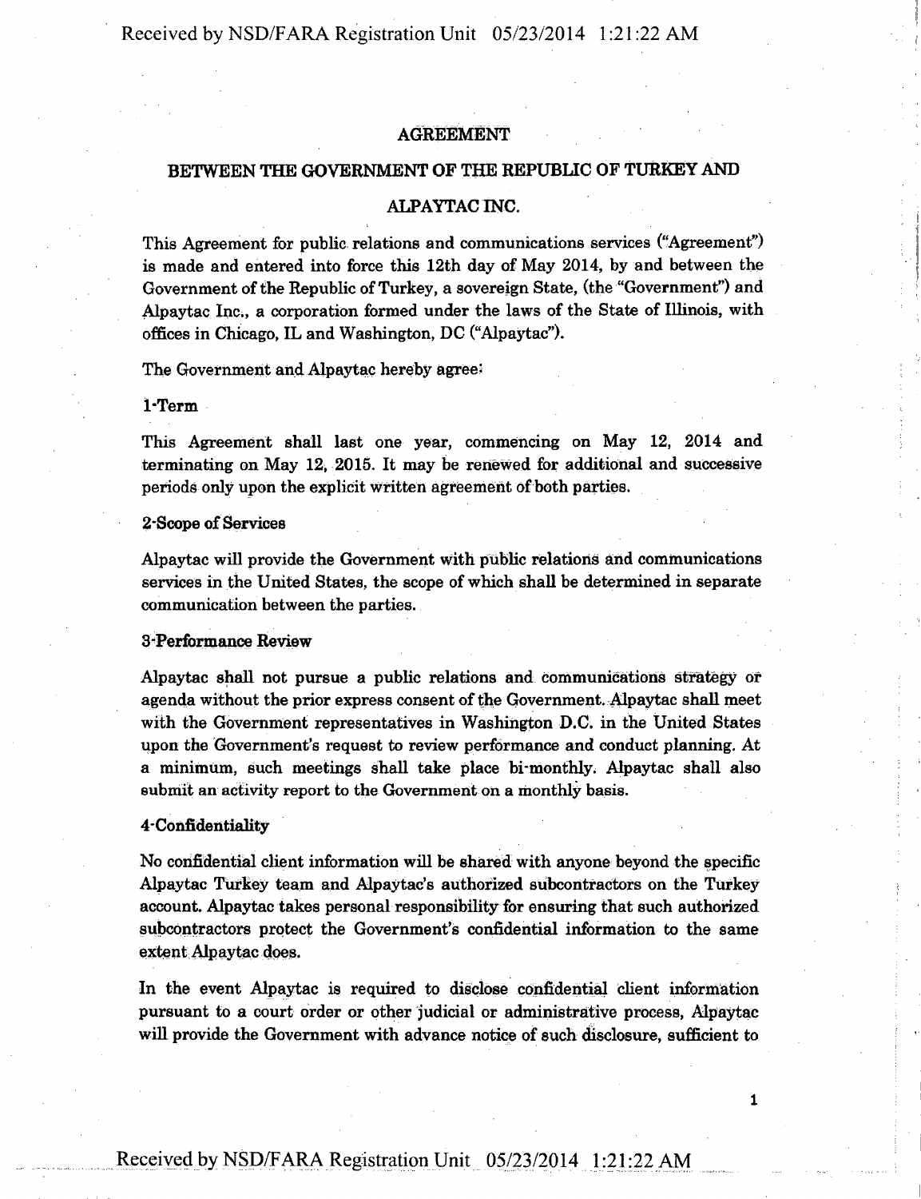## AGREEMENT

## BETWEEN THE GOVERNMENT OF THE REPUBLIC OF TURKEY AND

## ALPAYTAC INC.

This Agreement for public relations and communications services ("Agreement") is made and entered into force this 12th day of May 2014, by and between the Government of the Republic of Turkey, a sovereign State, (the "Government") and Alpaytac Inc., a corporation formed under the laws of the State of Illinois, with offices in Chicago, IL and Washington, DC ("Alpaytac").

The Government and Alpaytac hereby agree:

**1-Term**

This Agreement shall last one year, commencing on May 12, 2014 and terminating on May 12, 2015. It may be renewed for additional and successive periods only upon the explicit written agreement of both parties.

**2-Scope of Services**

Alpaytac will provide the Government with public relations and communications services in the United States, the scope of which shall be determined in separate communication between the parties.

**3-Performance Review**

Alpaytac shall not pursue a public relations and communications strategy or agenda without the prior express consent of the Government. Alpaytac shall meet with the Government representatives in Washington D.C. in the United States upon the Government's request to review performance and conduct planning. At a minimum, such meetings shall take place bi-monthly. Alpaytac shall also submit an activity report to the Government on a monthly basis.

**4-Confidentiality**

No confidential client information will be shared with anyone beyond the specific Alpaytac Turkey team and Alpaytac's authorized subcontractors on the Turkey account. Alpaytac takes personal responsibility for ensuring that such authorized subcontractors protect the Government's confidential information to the same extent Alpaytac does.

In the event Alpaytac is required to disclose confidential client information pursuant to a court order or other judicial or administrative process, Alpaytac will provide the Government with advance notice of such disclosure, sufficient to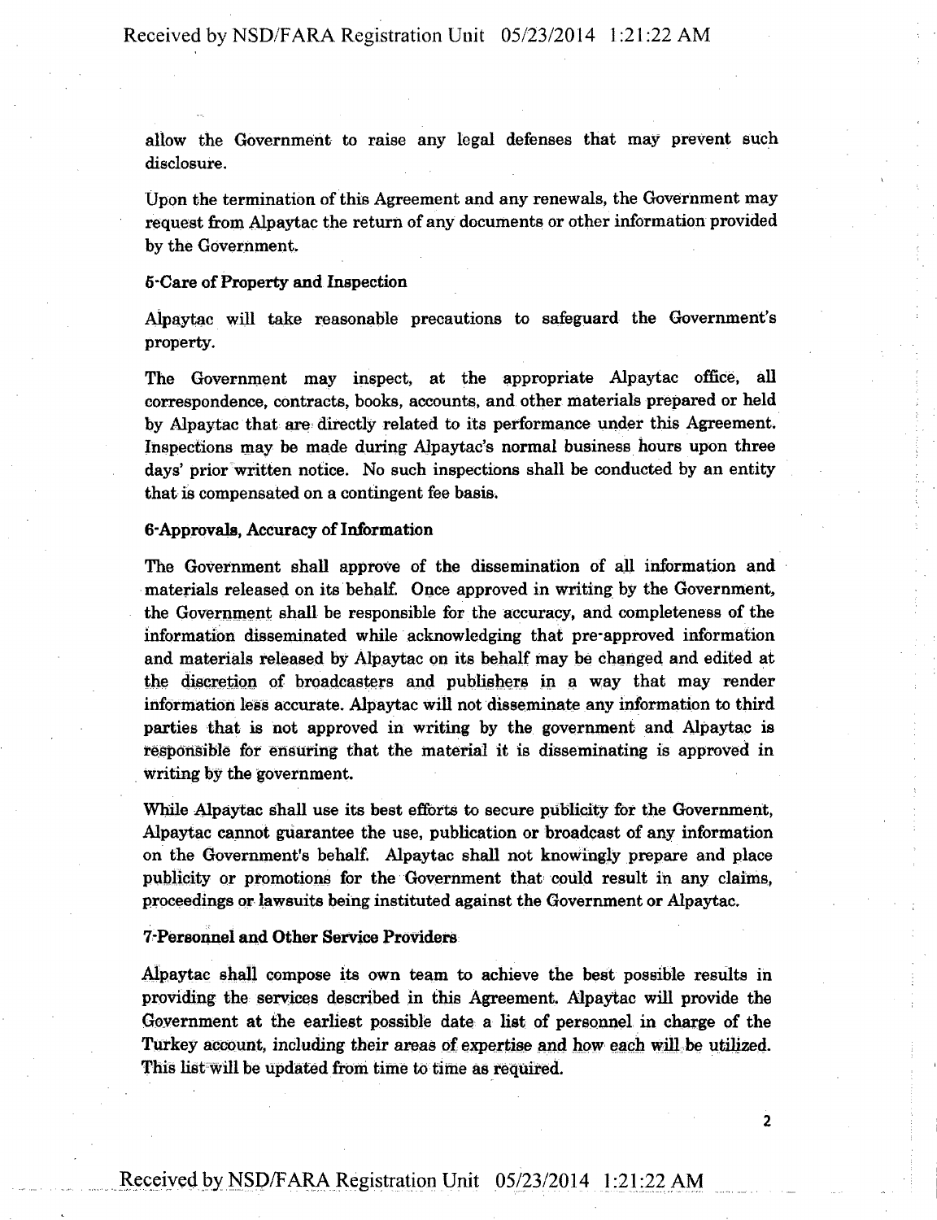allow the Government to raise any legal defenses that may prevent such disclosure.

Upon the termination of this Agreement and any renewals, the Government may request from Alpaytac the return of any documents or other information provided by the Government.

**5-Care of Property and Inspection**

Alpaytac will take reasonable precautions to safeguard the Government's property.

The Government may inspect, at the appropriate Alpaytac office, all correspondence, contracts, books, accounts, and other materials prepared or held by Alpaytac that are directly related to its performance under this Agreement. Inspections may be made during Alpaytac's normal business hours upon three days' prior written notice. No such inspections shall be conducted by an entity that is compensated on a contingent fee basis.

**6-Approvals, Accuracy of Information**

The Government shall approve of the dissemination of all information and materials released on its behalf. Once approved in writing by the Government, the Government shall be responsible for the accuracy, and completeness of the information disseminated while acknowledging that pre-approved information and materials released by Alpaytac on its behalf may be changed and edited at the discretion of broadcasters and publishers in a way that may render information less accurate. Alpaytac will not disseminate any information to third parties that is not approved in writing by the government and Alpaytac is responsible for ensuring that the material it is disseminating is approved in writing by the government.

While Alpaytac shall use its best efforts to secure publicity for the Government, Alpaytac cannot guarantee the use, publication or broadcast of any information on the Government's behalf. Alpaytac shall not knowingly prepare and place publicity or promotions for the Government that could result in any claims, proceedings or lawsuits being instituted against the Government or Alpaytac.

**7-Personnel and Other Service Providers**

Alpaytac shall compose its own team to achieve the best possible results in providing the services described in this Agreement. Alpaytac will provide the Government at the earliest possible date a list of personnel in charge of the Turkey account, including their areas of expertise and how each will be utilized. This list will be updated from time to time as required.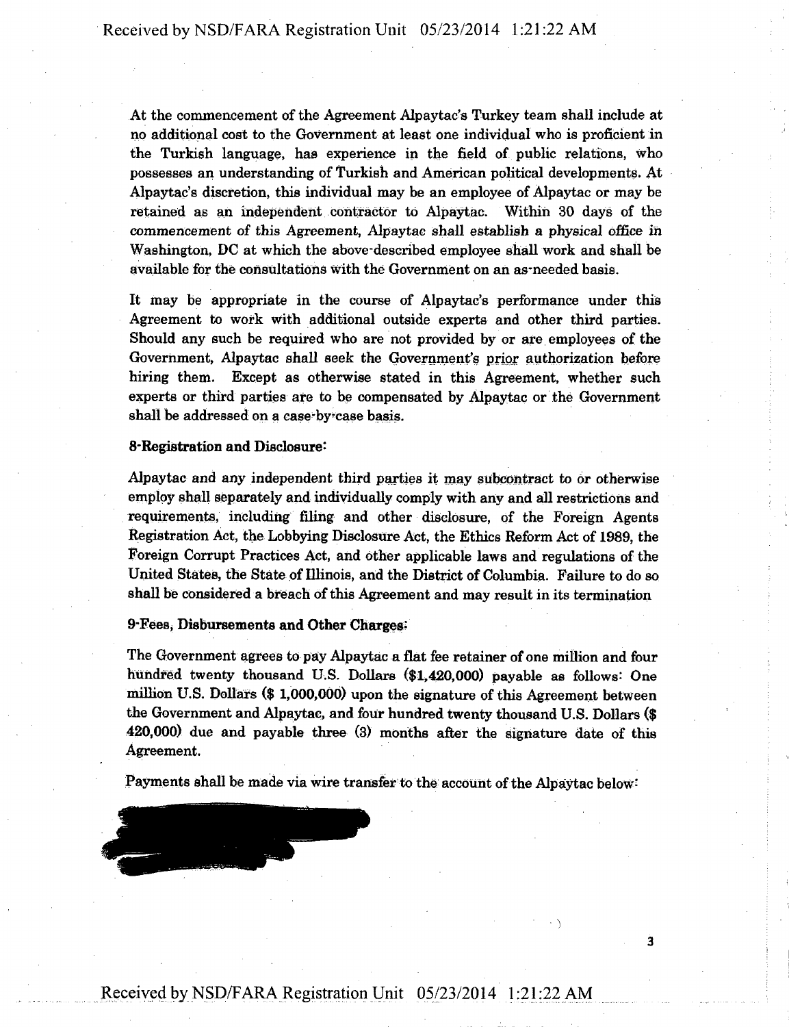At the commencement of the Agreement Alpaytac's Turkey team shall include at no additional cost to the Government at least one individual who is proficient in the Turkish language, has experience in the field of public relations, who possesses an understanding of Turkish and American political developments. At Alpaytac's discretion, this individual may be an employee of Alpaytac or may be retained as an independent contractor to Alpaytac. Within 30 days of the commencement of this Agreement, Alpaytac shall establish a physical office in Washington, DC at which the above-described employee shall work and shall be available for the consultations with the Government on an as-needed basis.

It may be appropriate in the course of Alpaytac's performance under this Agreement to work with additional outside experts and other third parties. Should any such be required who are not provided by or are employees of the Government, Alpaytac shall seek the Government's prior authorization before hiring them. Except as otherwise stated in this Agreement, whether such experts or third parties are to be compensated by Alpaytac or the Government shall be addressed on a case-by-case basis.

**8-Registration and Disclosure:**

Alpaytac and any independent third parties it may subcontract to or otherwise employ shall separately and individually comply with any and all restrictions and requirements, including filing and other disclosure, of the Foreign Agents Registration Act, the Lobbying Disclosure Act, the Ethics Reform Act of 1989, the Foreign Corrupt Practices Act, and other applicable laws and regulations of the United States, the State of Illinois, and the District of Columbia. Failure to do so shall be considered a breach of this Agreement and may result in its termination

**9-Fees, Disbursements and Other Charges:**

The Government agrees to pay Alpaytac a flat fee retainer of one million and four hundred twenty thousand U.S. Dollars (**$1,420,000**) payable as follows: One million U.S. Dollars (**$ 1,000,000**) upon the signature of this Agreement between the Government and Alpaytac, and four hundred twenty thousand U.S. Dollars (**$ 420,000**) due and payable three (3) months after the signature date of this Agreement.

Payments shall be made via wire transfer to the account of the Alpaytac below: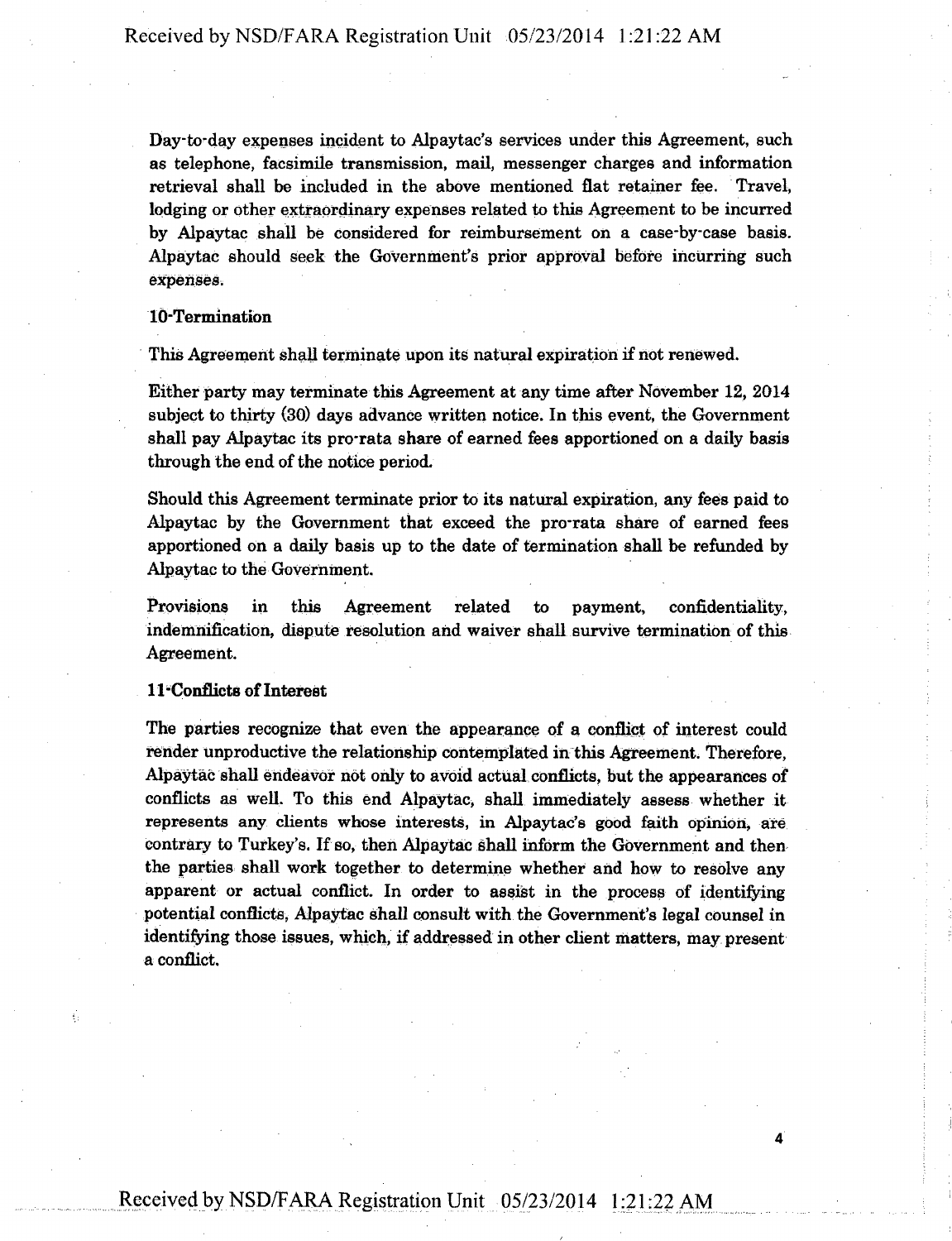Day-to-day expenses incident to Alpaytac's services under this Agreement, such as telephone, facsimile transmission, mail, messenger charges and information retrieval shall be included in the above mentioned flat retainer fee. Travel, lodging or other extraordinary expenses related to this Agreement to be incurred by Alpaytac shall be considered for reimbursement on a case-by-case basis. Alpaytac should seek the Government's prior approval before incurring such expenses.

**10-Termination**

This Agreement shall terminate upon its natural expiration if not renewed.

Either party may terminate this Agreement at any time after November 12, 2014 subject to thirty (30) days advance written notice. In this event, the Government shall pay Alpaytac its pro-rata share of earned fees apportioned on a daily basis through the end of the notice period.

Should this Agreement terminate prior to its natural expiration, any fees paid to Alpaytac by the Government that exceed the pro-rata share of earned fees apportioned on a daily basis up to the date of termination shall be refunded by Alpaytac to the Government.

Provisions in this Agreement related to payment, confidentiality, indemnification, dispute resolution and waiver shall survive termination of this Agreement.

**11-Conflicts of Interest**

The parties recognize that even the appearance of a conflict of interest could render unproductive the relationship contemplated in this Agreement. Therefore, Alpaytac shall endeavor not only to avoid actual conflicts, but the appearances of conflicts as well. To this end Alpaytac, shall immediately assess whether it represents any clients whose interests, in Alpaytac's good faith opinion, are contrary to Turkey's. If so, then Alpaytac shall inform the Government and then the parties shall work together to determine whether and how to resolve any apparent or actual conflict. In order to assist in the process of identifying potential conflicts, Alpaytac shall consult with the Government's legal counsel in identifying those issues, which, if addressed in other client matters, may present a conflict.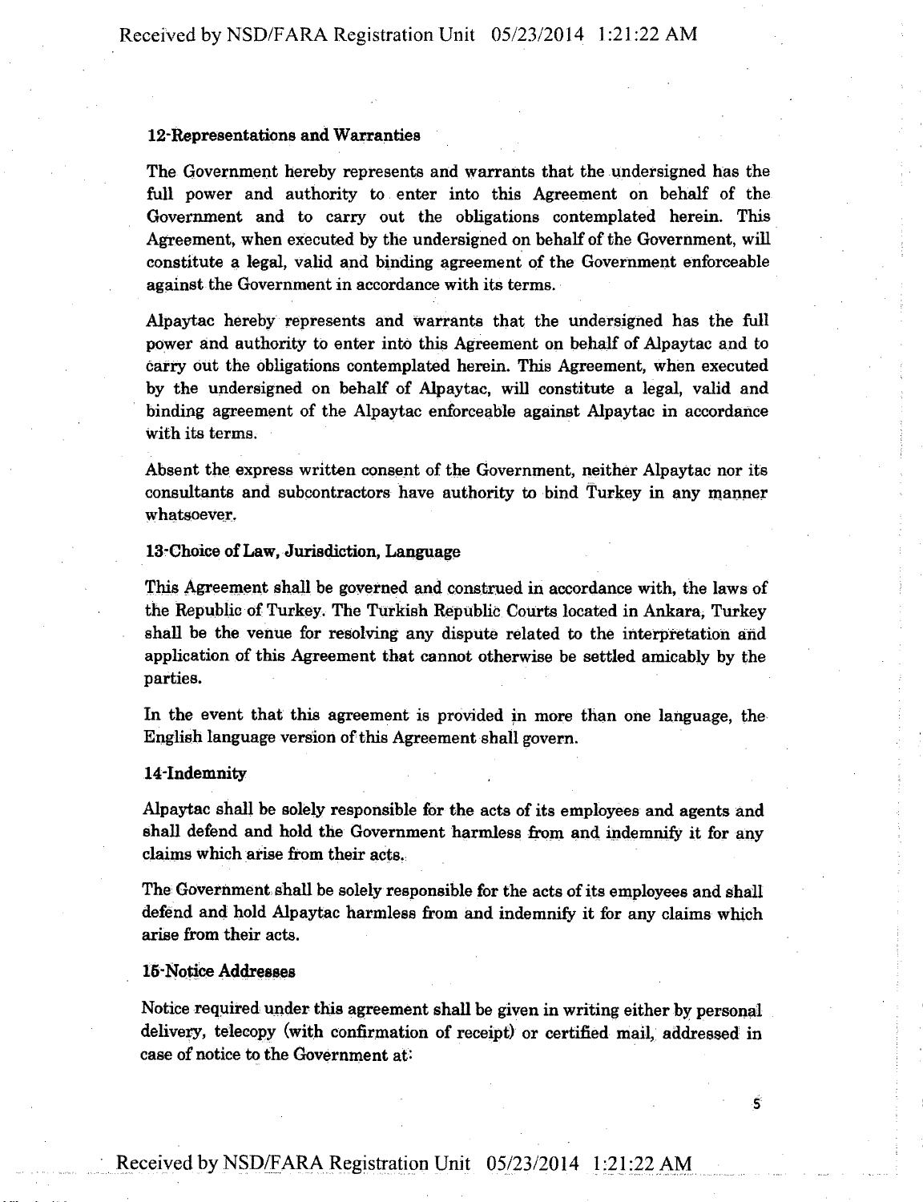**12-Representations and Warranties**

The Government hereby represents and warrants that the undersigned has the full power and authority to enter into this Agreement on behalf of the Government and to carry out the obligations contemplated herein. This Agreement, when executed by the undersigned on behalf of the Government, will constitute a legal, valid and binding agreement of the Government enforceable against the Government in accordance with its terms.

Alpaytac hereby represents and warrants that the undersigned has the full power and authority to enter into this Agreement on behalf of Alpaytac and to carry out the obligations contemplated herein. This Agreement, when executed by the undersigned on behalf of Alpaytac, will constitute a legal, valid and binding agreement of the Alpaytac enforceable against Alpaytac in accordance with its terms.

Absent the express written consent of the Government, neither Alpaytac nor its consultants and subcontractors have authority to bind Turkey in any manner whatsoever.

**13-Choice of Law, Jurisdiction, Language**

This Agreement shall be governed and construed in accordance with, the laws of the Republic of Turkey. The Turkish Republic Courts located in Ankara, Turkey shall be the venue for resolving any dispute related to the interpretation and application of this Agreement that cannot otherwise be settled amicably by the parties.

In the event that this agreement is provided in more than one language, the English language version of this Agreement shall govern.

**14-Indemnity**

Alpaytac shall be solely responsible for the acts of its employees and agents and shall defend and hold the Government harmless from and indemnify it for any claims which arise from their acts.

The Government shall be solely responsible for the acts of its employees and shall defend and hold Alpaytac harmless from and indemnify it for any claims which arise from their acts.

**15-Notice Addresses**

Notice required under this agreement shall be given in writing either by personal delivery, telecopy (with confirmation of receipt) or certified mail, addressed in case of notice to the Government at: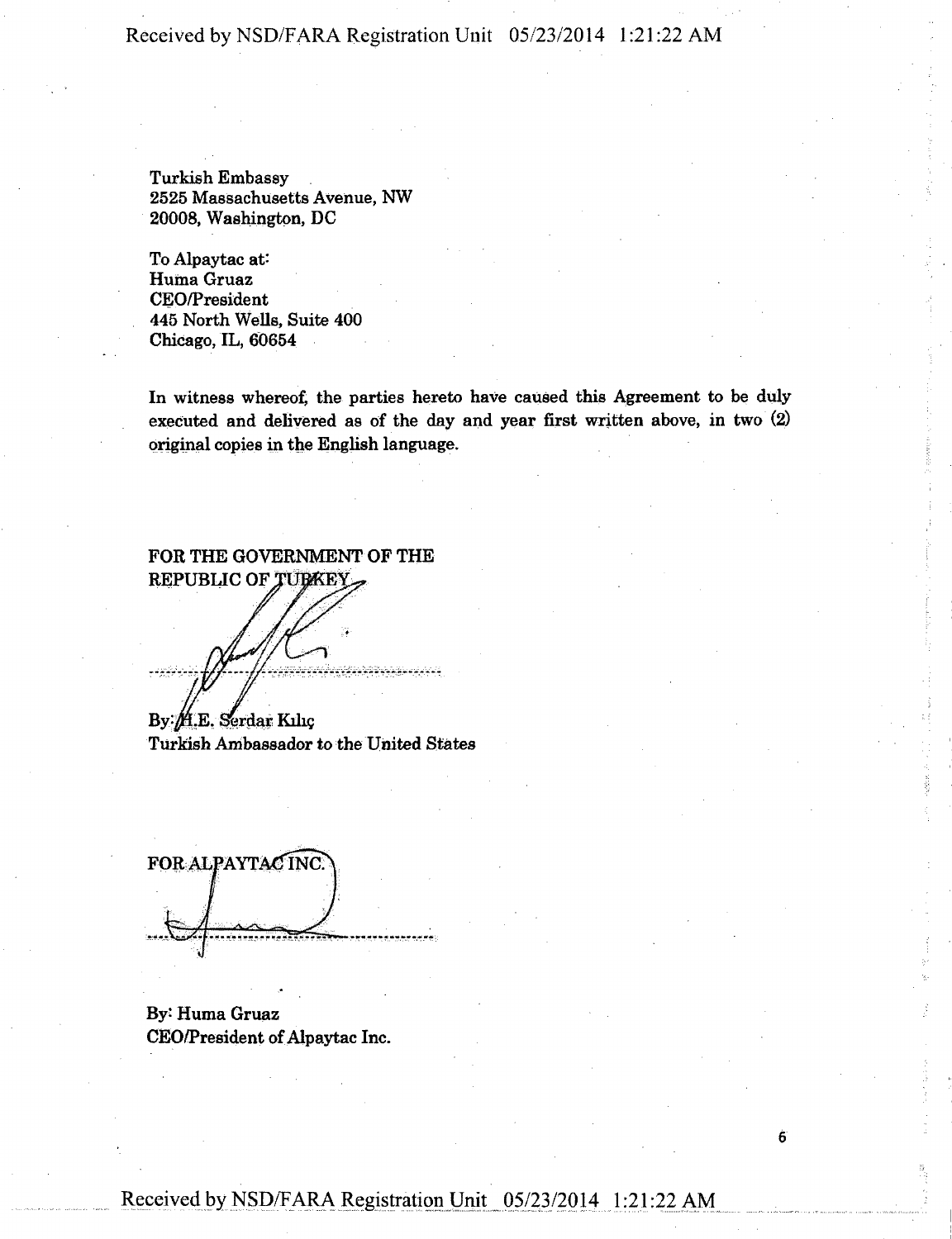Turkish Embassy
2525 Massachusetts Avenue, NW
20008, Washington, DC

To Alpaytac at:
Huma Gruaz
CEO/President
445 North Wells, Suite 400
Chicago, IL, 60654

In witness whereof, the parties hereto have caused this Agreement to be duly executed and delivered as of the day and year first written above, in two (2) original copies in the English language.

FOR THE GOVERNMENT OF THE REPUBLIC OF TURKEY

By: H.E. Serdar Kılıç
Turkish Ambassador to the United States

FOR ALPAYTAC INC.

By: Huma Gruaz
CEO/President of Alpaytac Inc.